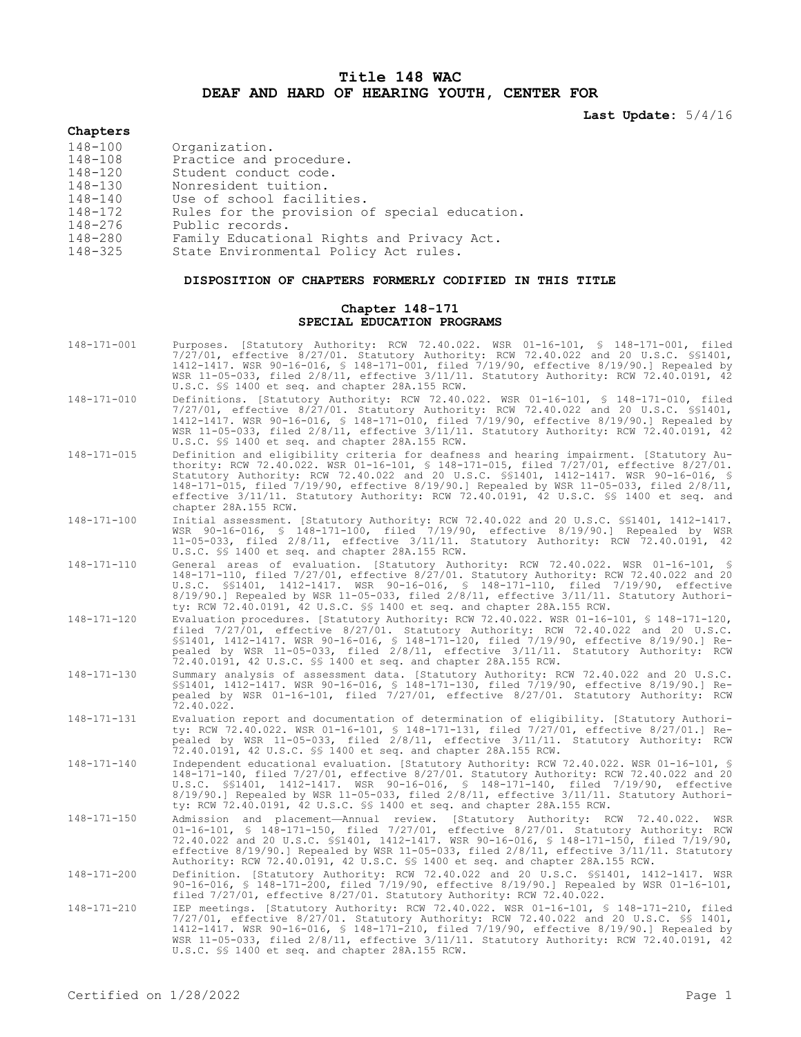# Title 148 WAC
# DEAF AND HARD OF HEARING YOUTH, CENTER FOR

**Last Update:** 5/4/16

## Chapters

| | |
|---|---|
| 148-100 | Organization. |
| 148-108 | Practice and procedure. |
| 148-120 | Student conduct code. |
| 148-130 | Nonresident tuition. |
| 148-140 | Use of school facilities. |
| 148-172 | Rules for the provision of special education. |
| 148-276 | Public records. |
| 148-280 | Family Educational Rights and Privacy Act. |
| 148-325 | State Environmental Policy Act rules. |

### DISPOSITION OF CHAPTERS FORMERLY CODIFIED IN THIS TITLE

#### Chapter 148-171
#### SPECIAL EDUCATION PROGRAMS

148-171-001 Purposes. [Statutory Authority: RCW 72.40.022. WSR 01-16-101, § 148-171-001, filed 7/27/01, effective 8/27/01. Statutory Authority: RCW 72.40.022 and 20 U.S.C. §§1401, 1412-1417. WSR 90-16-016, § 148-171-001, filed 7/19/90, effective 8/19/90.] Repealed by WSR 11-05-033, filed 2/8/11, effective 3/11/11. Statutory Authority: RCW 72.40.0191, 42 U.S.C. §§ 1400 et seq. and chapter 28A.155 RCW.

148-171-010 Definitions. [Statutory Authority: RCW 72.40.022. WSR 01-16-101, § 148-171-010, filed 7/27/01, effective 8/27/01. Statutory Authority: RCW 72.40.022 and 20 U.S.C. §§1401, 1412-1417. WSR 90-16-016, § 148-171-010, filed 7/19/90, effective 8/19/90.] Repealed by WSR 11-05-033, filed 2/8/11, effective 3/11/11. Statutory Authority: RCW 72.40.0191, 42 U.S.C. §§ 1400 et seq. and chapter 28A.155 RCW.

148-171-015 Definition and eligibility criteria for deafness and hearing impairment. [Statutory Authority: RCW 72.40.022. WSR 01-16-101, § 148-171-015, filed 7/27/01, effective 8/27/01. Statutory Authority: RCW 72.40.022 and 20 U.S.C. §§1401, 1412-1417. WSR 90-16-016, § 148-171-015, filed 7/19/90, effective 8/19/90.] Repealed by WSR 11-05-033, filed 2/8/11, effective 3/11/11. Statutory Authority: RCW 72.40.0191, 42 U.S.C. §§ 1400 et seq. and chapter 28A.155 RCW.

148-171-100 Initial assessment. [Statutory Authority: RCW 72.40.022 and 20 U.S.C. §§1401, 1412-1417. WSR 90-16-016, § 148-171-100, filed 7/19/90, effective 8/19/90.] Repealed by WSR 11-05-033, filed 2/8/11, effective 3/11/11. Statutory Authority: RCW 72.40.0191, 42 U.S.C. §§ 1400 et seq. and chapter 28A.155 RCW.

148-171-110 General areas of evaluation. [Statutory Authority: RCW 72.40.022. WSR 01-16-101, § 148-171-110, filed 7/27/01, effective 8/27/01. Statutory Authority: RCW 72.40.022 and 20 U.S.C. §§1401, 1412-1417. WSR 90-16-016, § 148-171-110, filed 7/19/90, effective 8/19/90.] Repealed by WSR 11-05-033, filed 2/8/11, effective 3/11/11. Statutory Authority: RCW 72.40.0191, 42 U.S.C. §§ 1400 et seq. and chapter 28A.155 RCW.

148-171-120 Evaluation procedures. [Statutory Authority: RCW 72.40.022. WSR 01-16-101, § 148-171-120, filed 7/27/01, effective 8/27/01. Statutory Authority: RCW 72.40.022 and 20 U.S.C. §§1401, 1412-1417. WSR 90-16-016, § 148-171-120, filed 7/19/90, effective 8/19/90.] Repealed by WSR 11-05-033, filed 2/8/11, effective 3/11/11. Statutory Authority: RCW 72.40.0191, 42 U.S.C. §§ 1400 et seq. and chapter 28A.155 RCW.

148-171-130 Summary analysis of assessment data. [Statutory Authority: RCW 72.40.022 and 20 U.S.C. §§1401, 1412-1417. WSR 90-16-016, § 148-171-130, filed 7/19/90, effective 8/19/90.] Repealed by WSR 01-16-101, filed 7/27/01, effective 8/27/01. Statutory Authority: RCW 72.40.022.

148-171-131 Evaluation report and documentation of determination of eligibility. [Statutory Authority: RCW 72.40.022. WSR 01-16-101, § 148-171-131, filed 7/27/01, effective 8/27/01.] Repealed by WSR 11-05-033, filed 2/8/11, effective 3/11/11. Statutory Authority: RCW 72.40.0191, 42 U.S.C. §§ 1400 et seq. and chapter 28A.155 RCW.

148-171-140 Independent educational evaluation. [Statutory Authority: RCW 72.40.022. WSR 01-16-101, § 148-171-140, filed 7/27/01, effective 8/27/01. Statutory Authority: RCW 72.40.022 and 20 U.S.C. §§1401, 1412-1417. WSR 90-16-016, § 148-171-140, filed 7/19/90, effective 8/19/90.] Repealed by WSR 11-05-033, filed 2/8/11, effective 3/11/11. Statutory Authority: RCW 72.40.0191, 42 U.S.C. §§ 1400 et seq. and chapter 28A.155 RCW.

148-171-150 Admission and placement—Annual review. [Statutory Authority: RCW 72.40.022. WSR 01-16-101, § 148-171-150, filed 7/27/01, effective 8/27/01. Statutory Authority: RCW 72.40.022 and 20 U.S.C. §§1401, 1412-1417. WSR 90-16-016, § 148-171-150, filed 7/19/90, effective 8/19/90.] Repealed by WSR 11-05-033, filed 2/8/11, effective 3/11/11. Statutory Authority: RCW 72.40.0191, 42 U.S.C. §§ 1400 et seq. and chapter 28A.155 RCW.

148-171-200 Definition. [Statutory Authority: RCW 72.40.022 and 20 U.S.C. §§1401, 1412-1417. WSR 90-16-016, § 148-171-200, filed 7/19/90, effective 8/19/90.] Repealed by WSR 01-16-101, filed 7/27/01, effective 8/27/01. Statutory Authority: RCW 72.40.022.

148-171-210 IEP meetings. [Statutory Authority: RCW 72.40.022. WSR 01-16-101, § 148-171-210, filed 7/27/01, effective 8/27/01. Statutory Authority: RCW 72.40.022 and 20 U.S.C. §§ 1401, 1412-1417. WSR 90-16-016, § 148-171-210, filed 7/19/90, effective 8/19/90.] Repealed by WSR 11-05-033, filed 2/8/11, effective 3/11/11. Statutory Authority: RCW 72.40.0191, 42 U.S.C. §§ 1400 et seq. and chapter 28A.155 RCW.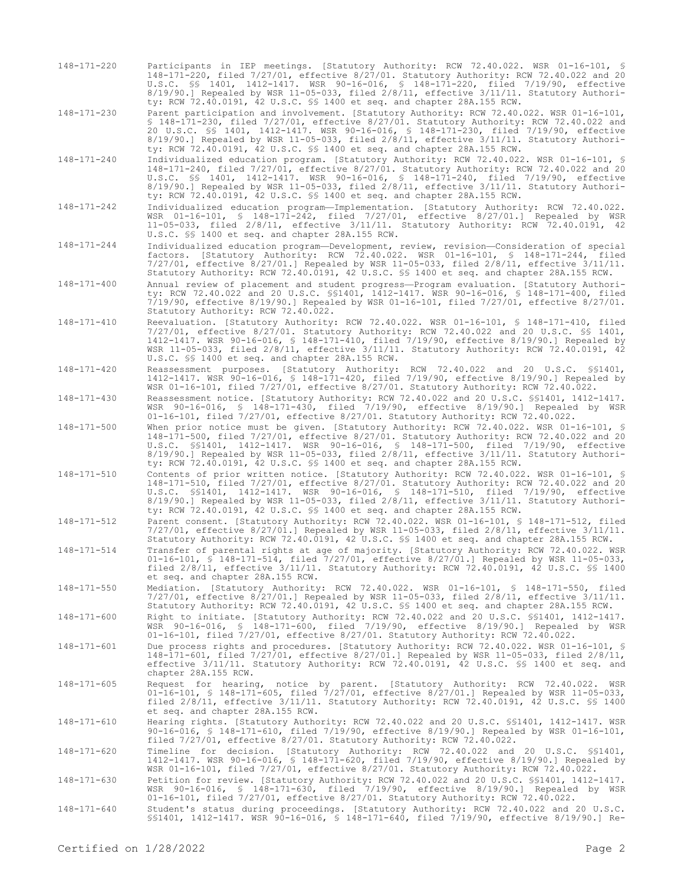148-171-220 Participants in IEP meetings. [Statutory Authority: RCW 72.40.022. WSR 01-16-101, § 148-171-220, filed 7/27/01, effective 8/27/01. Statutory Authority: RCW 72.40.022 and 20 U.S.C. §§ 1401, 1412-1417. WSR 90-16-016, § 148-171-220, filed 7/19/90, effective 8/19/90.] Repealed by WSR 11-05-033, filed 2/8/11, effective 3/11/11. Statutory Authority: RCW 72.40.0191, 42 U.S.C. §§ 1400 et seq. and chapter 28A.155 RCW.

148-171-230 Parent participation and involvement. [Statutory Authority: RCW 72.40.022. WSR 01-16-101, § 148-171-230, filed 7/27/01, effective 8/27/01. Statutory Authority: RCW 72.40.022 and 20 U.S.C. §§ 1401, 1412-1417. WSR 90-16-016, § 148-171-230, filed 7/19/90, effective 8/19/90.] Repealed by WSR 11-05-033, filed 2/8/11, effective 3/11/11. Statutory Authority: RCW 72.40.0191, 42 U.S.C. §§ 1400 et seq. and chapter 28A.155 RCW.

148-171-240 Individualized education program. [Statutory Authority: RCW 72.40.022. WSR 01-16-101, § 148-171-240, filed 7/27/01, effective 8/27/01. Statutory Authority: RCW 72.40.022 and 20 U.S.C. §§ 1401, 1412-1417. WSR 90-16-016, § 148-171-240, filed 7/19/90, effective 8/19/90.] Repealed by WSR 11-05-033, filed 2/8/11, effective 3/11/11. Statutory Authority: RCW 72.40.0191, 42 U.S.C. §§ 1400 et seq. and chapter 28A.155 RCW.

148-171-242 Individualized education program—Implementation. [Statutory Authority: RCW 72.40.022. WSR 01-16-101, § 148-171-242, filed 7/27/01, effective 8/27/01.] Repealed by WSR 11-05-033, filed 2/8/11, effective 3/11/11. Statutory Authority: RCW 72.40.0191, 42 U.S.C. §§ 1400 et seq. and chapter 28A.155 RCW.

148-171-244 Individualized education program—Development, review, revision—Consideration of special factors. [Statutory Authority: RCW 72.40.022. WSR 01-16-101, § 148-171-244, filed 7/27/01, effective 8/27/01.] Repealed by WSR 11-05-033, filed 2/8/11, effective 3/11/11. Statutory Authority: RCW 72.40.0191, 42 U.S.C. §§ 1400 et seq. and chapter 28A.155 RCW.

148-171-400 Annual review of placement and student progress—Program evaluation. [Statutory Authority: RCW 72.40.022 and 20 U.S.C. §§1401, 1412-1417. WSR 90-16-016, § 148-171-400, filed 7/19/90, effective 8/19/90.] Repealed by WSR 01-16-101, filed 7/27/01, effective 8/27/01. Statutory Authority: RCW 72.40.022.

148-171-410 Reevaluation. [Statutory Authority: RCW 72.40.022. WSR 01-16-101, § 148-171-410, filed 7/27/01, effective 8/27/01. Statutory Authority: RCW 72.40.022 and 20 U.S.C. §§ 1401, 1412-1417. WSR 90-16-016, § 148-171-410, filed 7/19/90, effective 8/19/90.] Repealed by WSR 11-05-033, filed 2/8/11, effective 3/11/11. Statutory Authority: RCW 72.40.0191, 42 U.S.C. §§ 1400 et seq. and chapter 28A.155 RCW.

148-171-420 Reassessment purposes. [Statutory Authority: RCW 72.40.022 and 20 U.S.C. §§1401, 1412-1417. WSR 90-16-016, § 148-171-420, filed 7/19/90, effective 8/19/90.] Repealed by WSR 01-16-101, filed 7/27/01, effective 8/27/01. Statutory Authority: RCW 72.40.022.

148-171-430 Reassessment notice. [Statutory Authority: RCW 72.40.022 and 20 U.S.C. §§1401, 1412-1417. WSR 90-16-016, § 148-171-430, filed 7/19/90, effective 8/19/90.] Repealed by WSR 01-16-101, filed 7/27/01, effective 8/27/01. Statutory Authority: RCW 72.40.022.

148-171-500 When prior notice must be given. [Statutory Authority: RCW 72.40.022. WSR 01-16-101, § 148-171-500, filed 7/27/01, effective 8/27/01. Statutory Authority: RCW 72.40.022 and 20 U.S.C. §§1401, 1412-1417. WSR 90-16-016, § 148-171-500, filed 7/19/90, effective 8/19/90.] Repealed by WSR 11-05-033, filed 2/8/11, effective 3/11/11. Statutory Authority: RCW 72.40.0191, 42 U.S.C. §§ 1400 et seq. and chapter 28A.155 RCW.

148-171-510 Contents of prior written notice. [Statutory Authority: RCW 72.40.022. WSR 01-16-101, § 148-171-510, filed 7/27/01, effective 8/27/01. Statutory Authority: RCW 72.40.022 and 20 U.S.C. §§1401, 1412-1417. WSR 90-16-016, § 148-171-510, filed 7/19/90, effective 8/19/90.] Repealed by WSR 11-05-033, filed 2/8/11, effective 3/11/11. Statutory Authority: RCW 72.40.0191, 42 U.S.C. §§ 1400 et seq. and chapter 28A.155 RCW.

148-171-512 Parent consent. [Statutory Authority: RCW 72.40.022. WSR 01-16-101, § 148-171-512, filed 7/27/01, effective 8/27/01.] Repealed by WSR 11-05-033, filed 2/8/11, effective 3/11/11. Statutory Authority: RCW 72.40.0191, 42 U.S.C. §§ 1400 et seq. and chapter 28A.155 RCW.

148-171-514 Transfer of parental rights at age of majority. [Statutory Authority: RCW 72.40.022. WSR 01-16-101, § 148-171-514, filed 7/27/01, effective 8/27/01.] Repealed by WSR 11-05-033, filed 2/8/11, effective 3/11/11. Statutory Authority: RCW 72.40.0191, 42 U.S.C. §§ 1400 et seq. and chapter 28A.155 RCW.

148-171-550 Mediation. [Statutory Authority: RCW 72.40.022. WSR 01-16-101, § 148-171-550, filed 7/27/01, effective 8/27/01.] Repealed by WSR 11-05-033, filed 2/8/11, effective 3/11/11. Statutory Authority: RCW 72.40.0191, 42 U.S.C. §§ 1400 et seq. and chapter 28A.155 RCW.

148-171-600 Right to initiate. [Statutory Authority: RCW 72.40.022 and 20 U.S.C. §§1401, 1412-1417. WSR 90-16-016, § 148-171-600, filed 7/19/90, effective 8/19/90.] Repealed by WSR 01-16-101, filed 7/27/01, effective 8/27/01. Statutory Authority: RCW 72.40.022.

148-171-601 Due process rights and procedures. [Statutory Authority: RCW 72.40.022. WSR 01-16-101, § 148-171-601, filed 7/27/01, effective 8/27/01.] Repealed by WSR 11-05-033, filed 2/8/11, effective 3/11/11. Statutory Authority: RCW 72.40.0191, 42 U.S.C. §§ 1400 et seq. and chapter 28A.155 RCW.

148-171-605 Request for hearing, notice by parent. [Statutory Authority: RCW 72.40.022. WSR 01-16-101, § 148-171-605, filed 7/27/01, effective 8/27/01.] Repealed by WSR 11-05-033, filed 2/8/11, effective 3/11/11. Statutory Authority: RCW 72.40.0191, 42 U.S.C. §§ 1400 et seq. and chapter 28A.155 RCW.

148-171-610 Hearing rights. [Statutory Authority: RCW 72.40.022 and 20 U.S.C. §§1401, 1412-1417. WSR 90-16-016, § 148-171-610, filed 7/19/90, effective 8/19/90.] Repealed by WSR 01-16-101, filed 7/27/01, effective 8/27/01. Statutory Authority: RCW 72.40.022.

148-171-620 Timeline for decision. [Statutory Authority: RCW 72.40.022 and 20 U.S.C. §§1401, 1412-1417. WSR 90-16-016, § 148-171-620, filed 7/19/90, effective 8/19/90.] Repealed by WSR 01-16-101, filed 7/27/01, effective 8/27/01. Statutory Authority: RCW 72.40.022.

148-171-630 Petition for review. [Statutory Authority: RCW 72.40.022 and 20 U.S.C. §§1401, 1412-1417. WSR 90-16-016, § 148-171-630, filed 7/19/90, effective 8/19/90.] Repealed by WSR 01-16-101, filed 7/27/01, effective 8/27/01. Statutory Authority: RCW 72.40.022.

148-171-640 Student's status during proceedings. [Statutory Authority: RCW 72.40.022 and 20 U.S.C. §§1401, 1412-1417. WSR 90-16-016, § 148-171-640, filed 7/19/90, effective 8/19/90.] Re-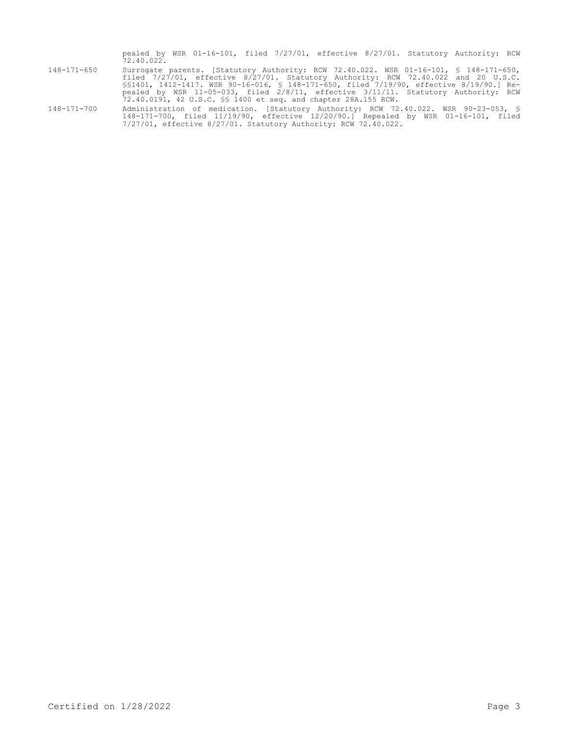pealed by WSR 01-16-101, filed 7/27/01, effective 8/27/01. Statutory Authority: RCW 72.40.022.

148-171-650 Surrogate parents. [Statutory Authority: RCW 72.40.022. WSR 01-16-101, § 148-171-650, filed 7/27/01, effective 8/27/01. Statutory Authority: RCW 72.40.022 and 20 U.S.C. §§1401, 1412-1417. WSR 90-16-016, § 148-171-650, filed 7/19/90, effective 8/19/90.] Repealed by WSR 11-05-033, filed 2/8/11, effective 3/11/11. Statutory Authority: RCW 72.40.0191, 42 U.S.C. §§ 1400 et seq. and chapter 28A.155 RCW.

148-171-700 Administration of medication. [Statutory Authority: RCW 72.40.022. WSR 90-23-053, § 148-171-700, filed 11/19/90, effective 12/20/90.] Repealed by WSR 01-16-101, filed 7/27/01, effective 8/27/01. Statutory Authority: RCW 72.40.022.